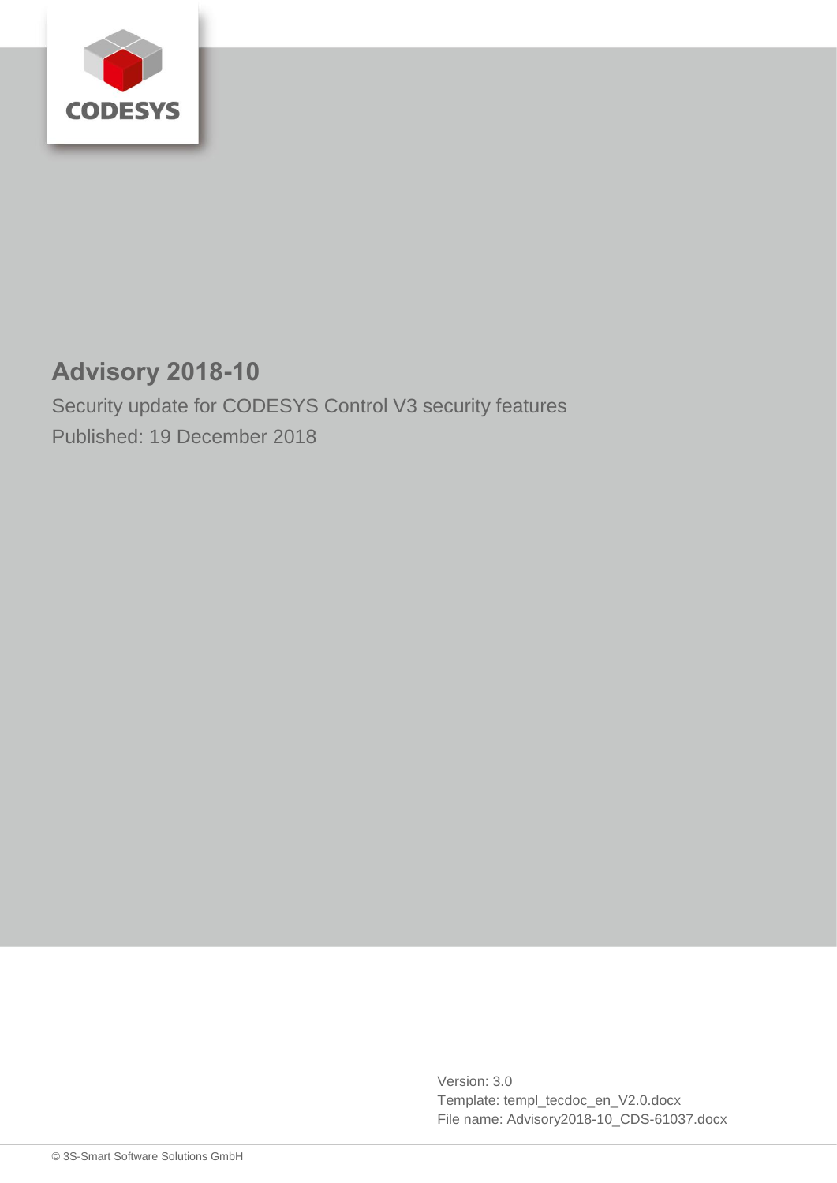CODESYS

# Advisory 2018-10

Security update for CODESYS Control V3 security features

Published: 19 December 2018

Version: 3.0

Template: templ_tecdoc_en_V2.0.docx

File name: Advisory2018-10_CDS-61037.docx

© 3S-Smart Software Solutions GmbH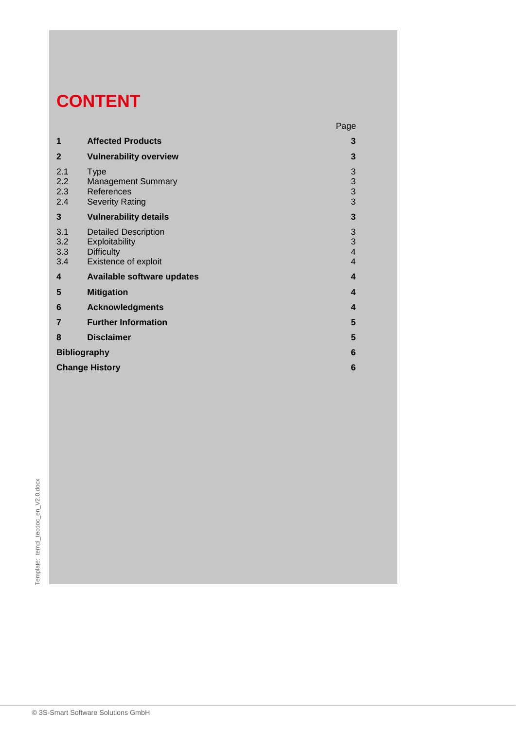# CONTENT

| | | Page |
|---|---|---|
| **1** | **Affected Products** | **3** |
| **2** | **Vulnerability overview** | **3** |
| 2.1 | Type | 3 |
| 2.2 | Management Summary | 3 |
| 2.3 | References | 3 |
| 2.4 | Severity Rating | 3 |
| **3** | **Vulnerability details** | **3** |
| 3.1 | Detailed Description | 3 |
| 3.2 | Exploitability | 3 |
| 3.3 | Difficulty | 4 |
| 3.4 | Existence of exploit | 4 |
| **4** | **Available software updates** | **4** |
| **5** | **Mitigation** | **4** |
| **6** | **Acknowledgments** | **4** |
| **7** | **Further Information** | **5** |
| **8** | **Disclaimer** | **5** |
| **Bibliography** | | **6** |
| **Change History** | | **6** |

Template: templ_tecdoc_en_V2.0.docx

© 3S-Smart Software Solutions GmbH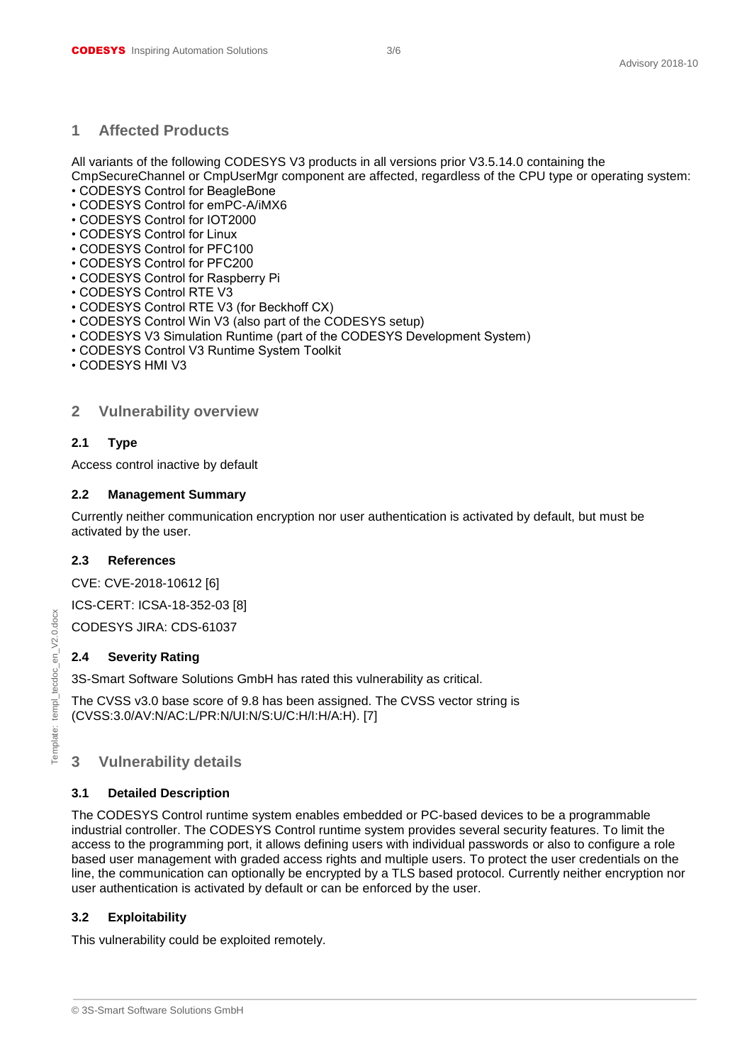# 1 Affected Products

All variants of the following CODESYS V3 products in all versions prior V3.5.14.0 containing the CmpSecureChannel or CmpUserMgr component are affected, regardless of the CPU type or operating system:

- CODESYS Control for BeagleBone
- CODESYS Control for emPC-A/iMX6
- CODESYS Control for IOT2000
- CODESYS Control for Linux
- CODESYS Control for PFC100
- CODESYS Control for PFC200
- CODESYS Control for Raspberry Pi
- CODESYS Control RTE V3
- CODESYS Control RTE V3 (for Beckhoff CX)
- CODESYS Control Win V3 (also part of the CODESYS setup)
- CODESYS V3 Simulation Runtime (part of the CODESYS Development System)
- CODESYS Control V3 Runtime System Toolkit
- CODESYS HMI V3

# 2 Vulnerability overview

## 2.1 Type

Access control inactive by default

## 2.2 Management Summary

Currently neither communication encryption nor user authentication is activated by default, but must be activated by the user.

## 2.3 References

CVE: CVE-2018-10612 [6]

ICS-CERT: ICSA-18-352-03 [8]

CODESYS JIRA: CDS-61037

## 2.4 Severity Rating

3S-Smart Software Solutions GmbH has rated this vulnerability as critical.

The CVSS v3.0 base score of 9.8 has been assigned. The CVSS vector string is (CVSS:3.0/AV:N/AC:L/PR:N/UI:N/S:U/C:H/I:H/A:H). [7]

# 3 Vulnerability details

## 3.1 Detailed Description

The CODESYS Control runtime system enables embedded or PC-based devices to be a programmable industrial controller. The CODESYS Control runtime system provides several security features. To limit the access to the programming port, it allows defining users with individual passwords or also to configure a role based user management with graded access rights and multiple users. To protect the user credentials on the line, the communication can optionally be encrypted by a TLS based protocol. Currently neither encryption nor user authentication is activated by default or can be enforced by the user.

## 3.2 Exploitability

This vulnerability could be exploited remotely.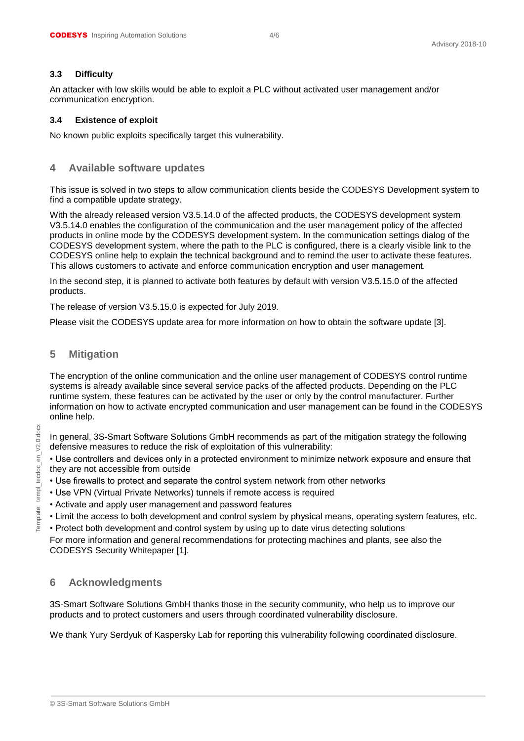### 3.3 Difficulty

An attacker with low skills would be able to exploit a PLC without activated user management and/or communication encryption.

### 3.4 Existence of exploit

No known public exploits specifically target this vulnerability.

## 4 Available software updates

This issue is solved in two steps to allow communication clients beside the CODESYS Development system to find a compatible update strategy.

With the already released version V3.5.14.0 of the affected products, the CODESYS development system V3.5.14.0 enables the configuration of the communication and the user management policy of the affected products in online mode by the CODESYS development system. In the communication settings dialog of the CODESYS development system, where the path to the PLC is configured, there is a clearly visible link to the CODESYS online help to explain the technical background and to remind the user to activate these features. This allows customers to activate and enforce communication encryption and user management.

In the second step, it is planned to activate both features by default with version V3.5.15.0 of the affected products.

The release of version V3.5.15.0 is expected for July 2019.

Please visit the CODESYS update area for more information on how to obtain the software update [3].

## 5 Mitigation

The encryption of the online communication and the online user management of CODESYS control runtime systems is already available since several service packs of the affected products. Depending on the PLC runtime system, these features can be activated by the user or only by the control manufacturer. Further information on how to activate encrypted communication and user management can be found in the CODESYS online help.

In general, 3S-Smart Software Solutions GmbH recommends as part of the mitigation strategy the following defensive measures to reduce the risk of exploitation of this vulnerability:

- Use controllers and devices only in a protected environment to minimize network exposure and ensure that they are not accessible from outside
- Use firewalls to protect and separate the control system network from other networks
- Use VPN (Virtual Private Networks) tunnels if remote access is required
- Activate and apply user management and password features
- Limit the access to both development and control system by physical means, operating system features, etc.
- Protect both development and control system by using up to date virus detecting solutions

For more information and general recommendations for protecting machines and plants, see also the CODESYS Security Whitepaper [1].

## 6 Acknowledgments

3S-Smart Software Solutions GmbH thanks those in the security community, who help us to improve our products and to protect customers and users through coordinated vulnerability disclosure.

We thank Yury Serdyuk of Kaspersky Lab for reporting this vulnerability following coordinated disclosure.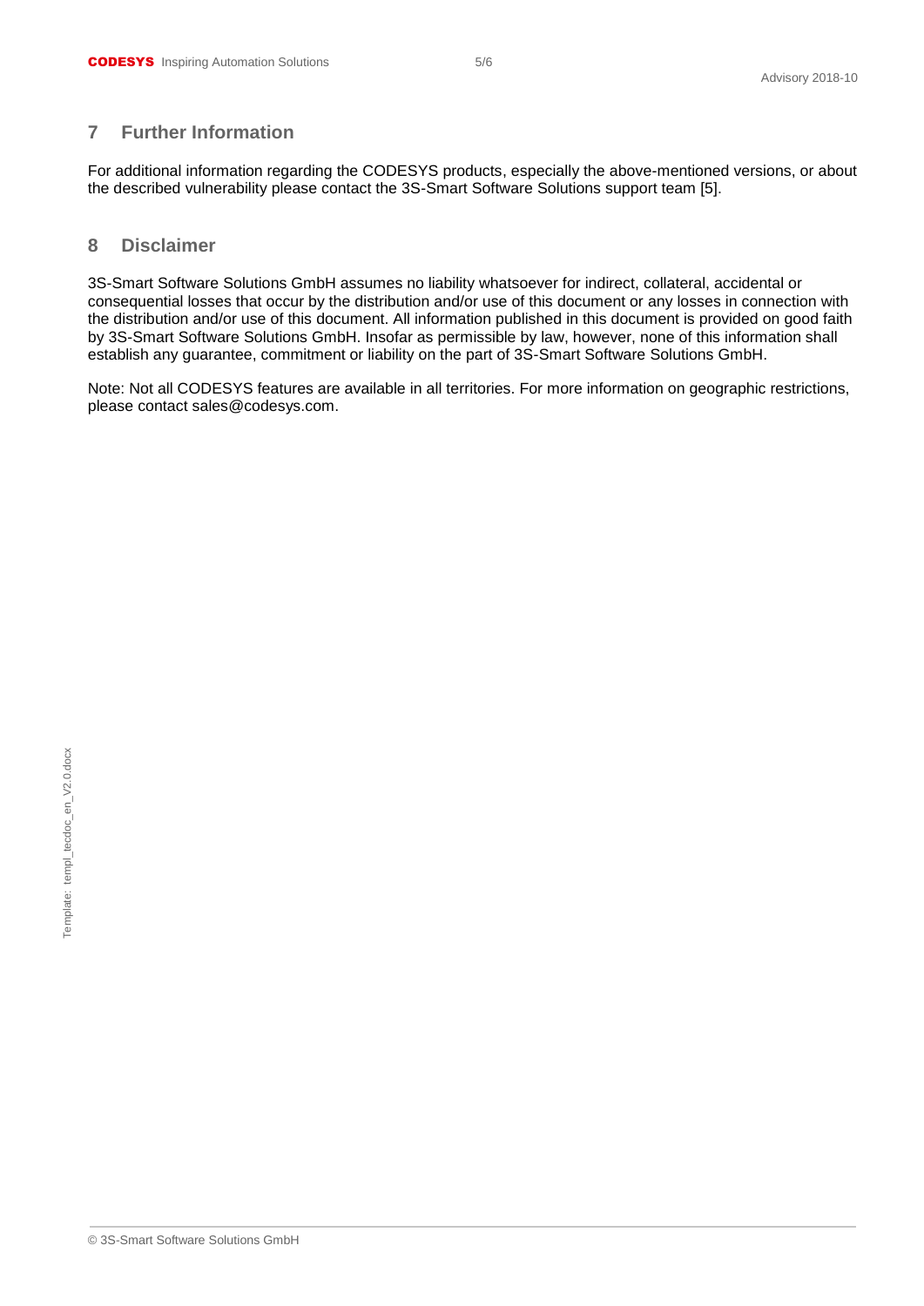## 7 Further Information

For additional information regarding the CODESYS products, especially the above-mentioned versions, or about the described vulnerability please contact the 3S-Smart Software Solutions support team [5].

## 8 Disclaimer

3S-Smart Software Solutions GmbH assumes no liability whatsoever for indirect, collateral, accidental or consequential losses that occur by the distribution and/or use of this document or any losses in connection with the distribution and/or use of this document. All information published in this document is provided on good faith by 3S-Smart Software Solutions GmbH. Insofar as permissible by law, however, none of this information shall establish any guarantee, commitment or liability on the part of 3S-Smart Software Solutions GmbH.

Note: Not all CODESYS features are available in all territories. For more information on geographic restrictions, please contact sales@codesys.com.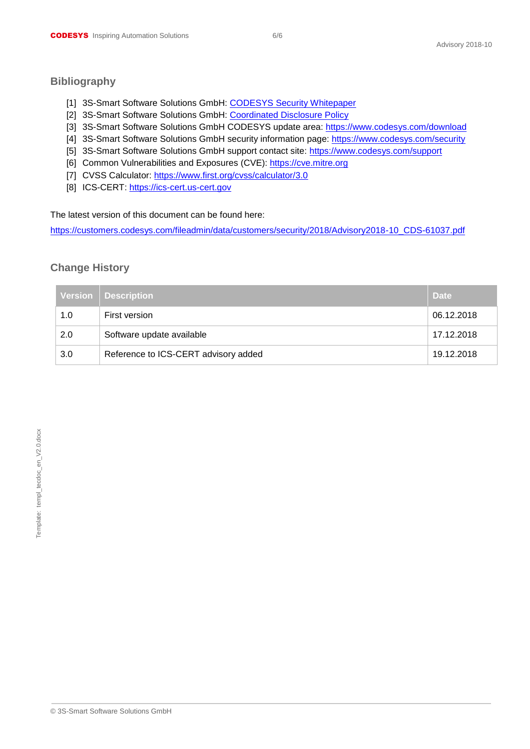## Bibliography

[1] 3S-Smart Software Solutions GmbH: CODESYS Security Whitepaper
[2] 3S-Smart Software Solutions GmbH: Coordinated Disclosure Policy
[3] 3S-Smart Software Solutions GmbH CODESYS update area: https://www.codesys.com/download
[4] 3S-Smart Software Solutions GmbH security information page: https://www.codesys.com/security
[5] 3S-Smart Software Solutions GmbH support contact site: https://www.codesys.com/support
[6] Common Vulnerabilities and Exposures (CVE): https://cve.mitre.org
[7] CVSS Calculator: https://www.first.org/cvss/calculator/3.0
[8] ICS-CERT: https://ics-cert.us-cert.gov

The latest version of this document can be found here:

https://customers.codesys.com/fileadmin/data/customers/security/2018/Advisory2018-10_CDS-61037.pdf

## Change History

| Version | Description | Date |
|---|---|---|
| 1.0 | First version | 06.12.2018 |
| 2.0 | Software update available | 17.12.2018 |
| 3.0 | Reference to ICS-CERT advisory added | 19.12.2018 |